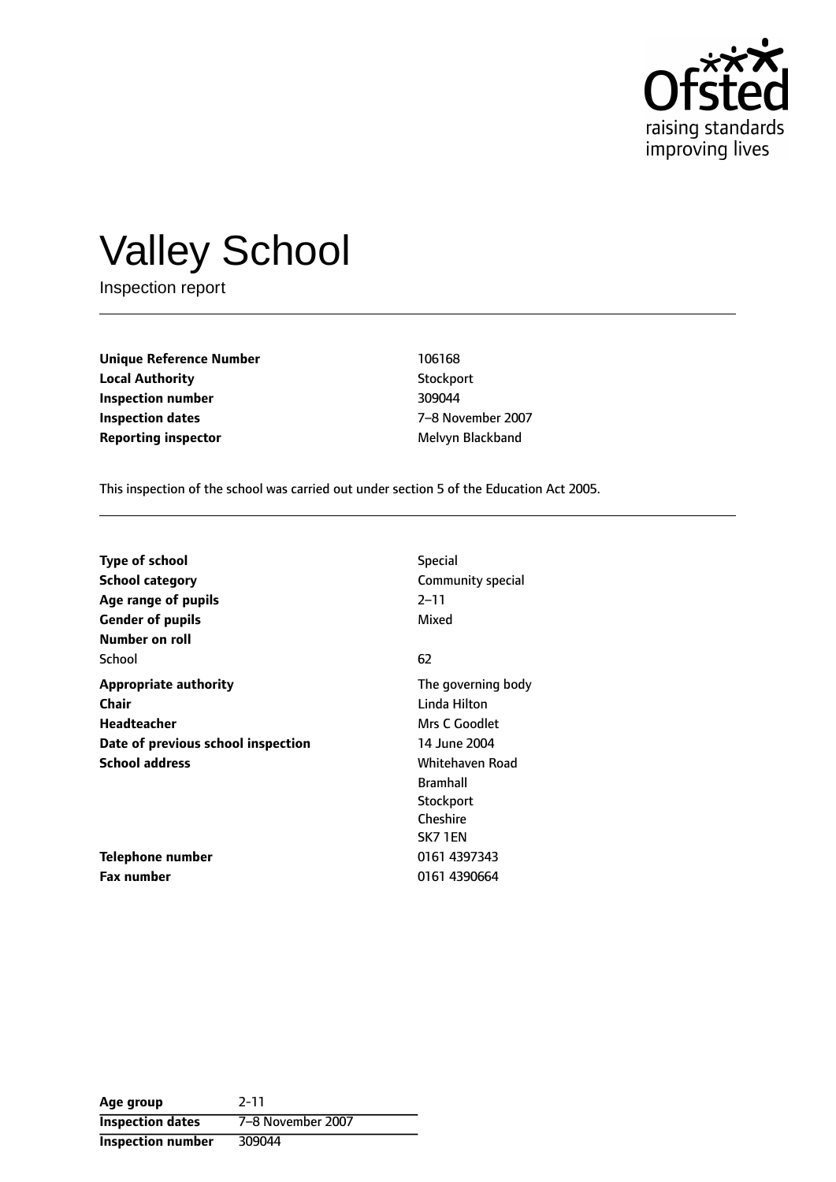# Valley School

Inspection report

| | |
|---|---|
| **Unique Reference Number** | 106168 |
| **Local Authority** | Stockport |
| **Inspection number** | 309044 |
| **Inspection dates** | 7–8 November 2007 |
| **Reporting inspector** | Melvyn Blackband |

This inspection of the school was carried out under section 5 of the Education Act 2005.

| | |
|---|---|
| **Type of school** | Special |
| **School category** | Community special |
| **Age range of pupils** | 2–11 |
| **Gender of pupils** | Mixed |
| **Number on roll** | |
| School | 62 |
| **Appropriate authority** | The governing body |
| **Chair** | Linda Hilton |
| **Headteacher** | Mrs C Goodlet |
| **Date of previous school inspection** | 14 June 2004 |
| **School address** | Whitehaven Road<br>Bramhall<br>Stockport<br>Cheshire<br>SK7 1EN |
| **Telephone number** | 0161 4397343 |
| **Fax number** | 0161 4390664 |

| | |
|---|---|
| **Age group** | 2-11 |
| **Inspection dates** | 7–8 November 2007 |
| **Inspection number** | 309044 |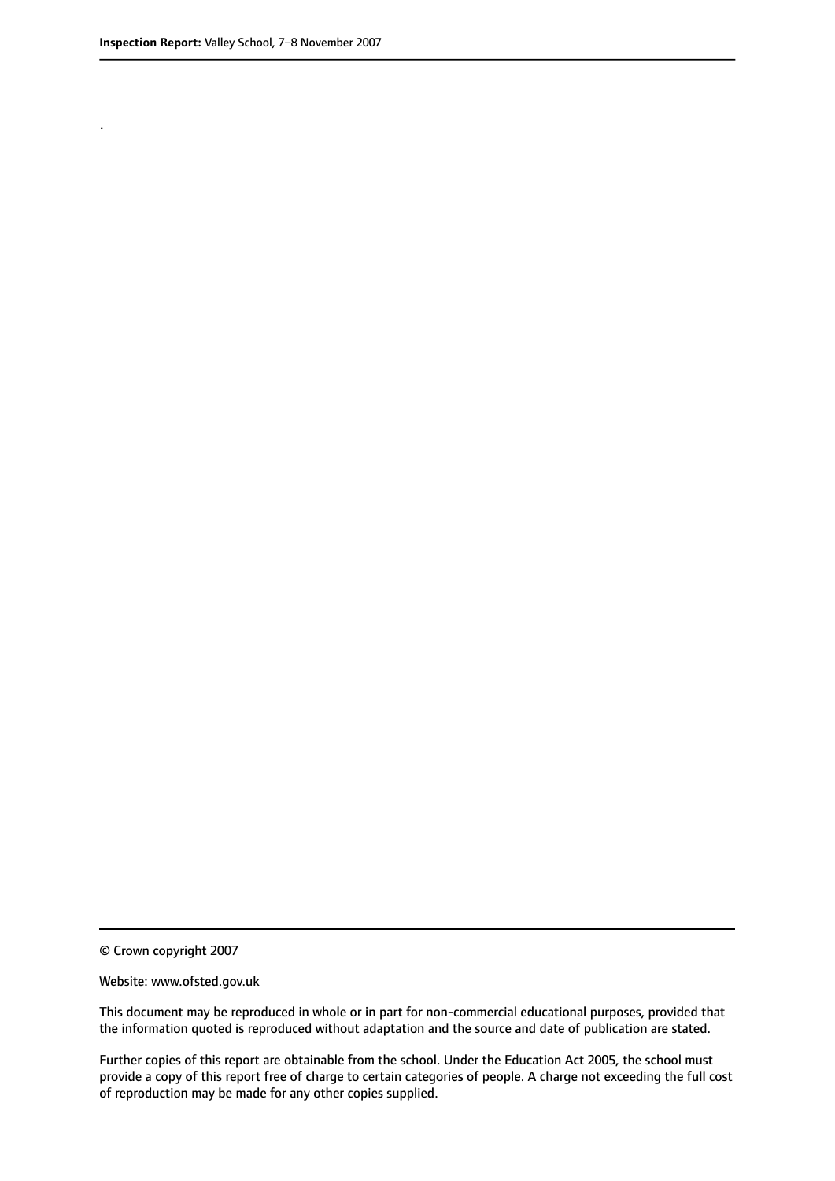.

© Crown copyright 2007

Website: www.ofsted.gov.uk

This document may be reproduced in whole or in part for non-commercial educational purposes, provided that the information quoted is reproduced without adaptation and the source and date of publication are stated.

Further copies of this report are obtainable from the school. Under the Education Act 2005, the school must provide a copy of this report free of charge to certain categories of people. A charge not exceeding the full cost of reproduction may be made for any other copies supplied.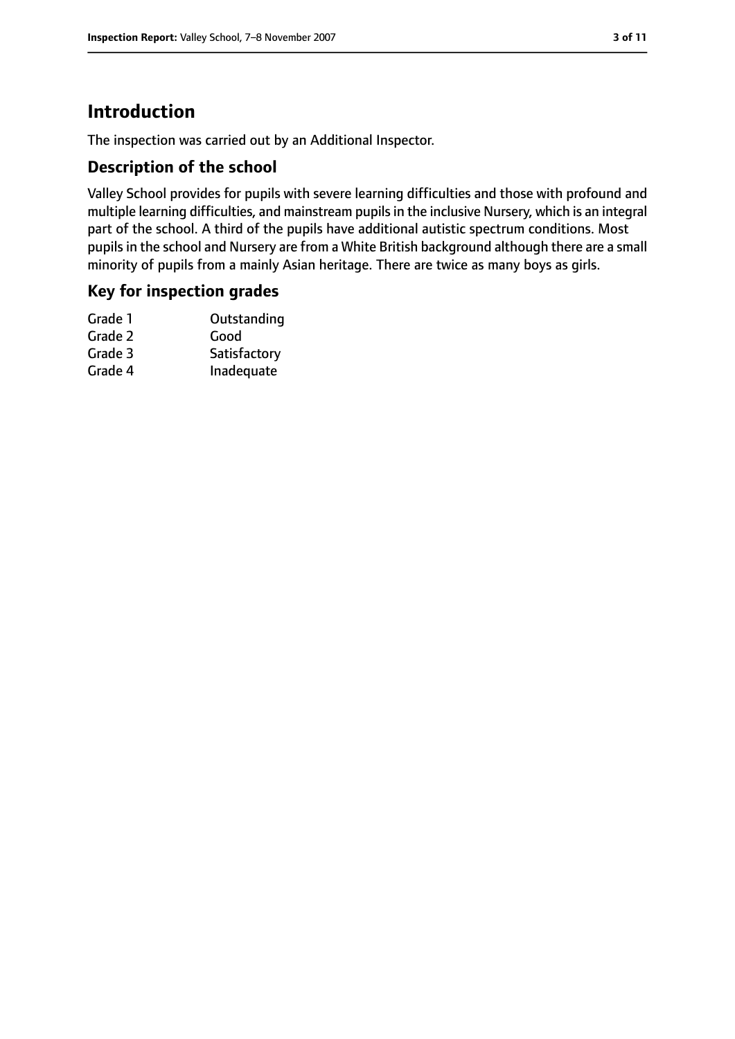# Introduction

The inspection was carried out by an Additional Inspector.

## Description of the school

Valley School provides for pupils with severe learning difficulties and those with profound and multiple learning difficulties, and mainstream pupils in the inclusive Nursery, which is an integral part of the school. A third of the pupils have additional autistic spectrum conditions. Most pupils in the school and Nursery are from a White British background although there are a small minority of pupils from a mainly Asian heritage. There are twice as many boys as girls.

## Key for inspection grades

| | |
|---|---|
| Grade 1 | Outstanding |
| Grade 2 | Good |
| Grade 3 | Satisfactory |
| Grade 4 | Inadequate |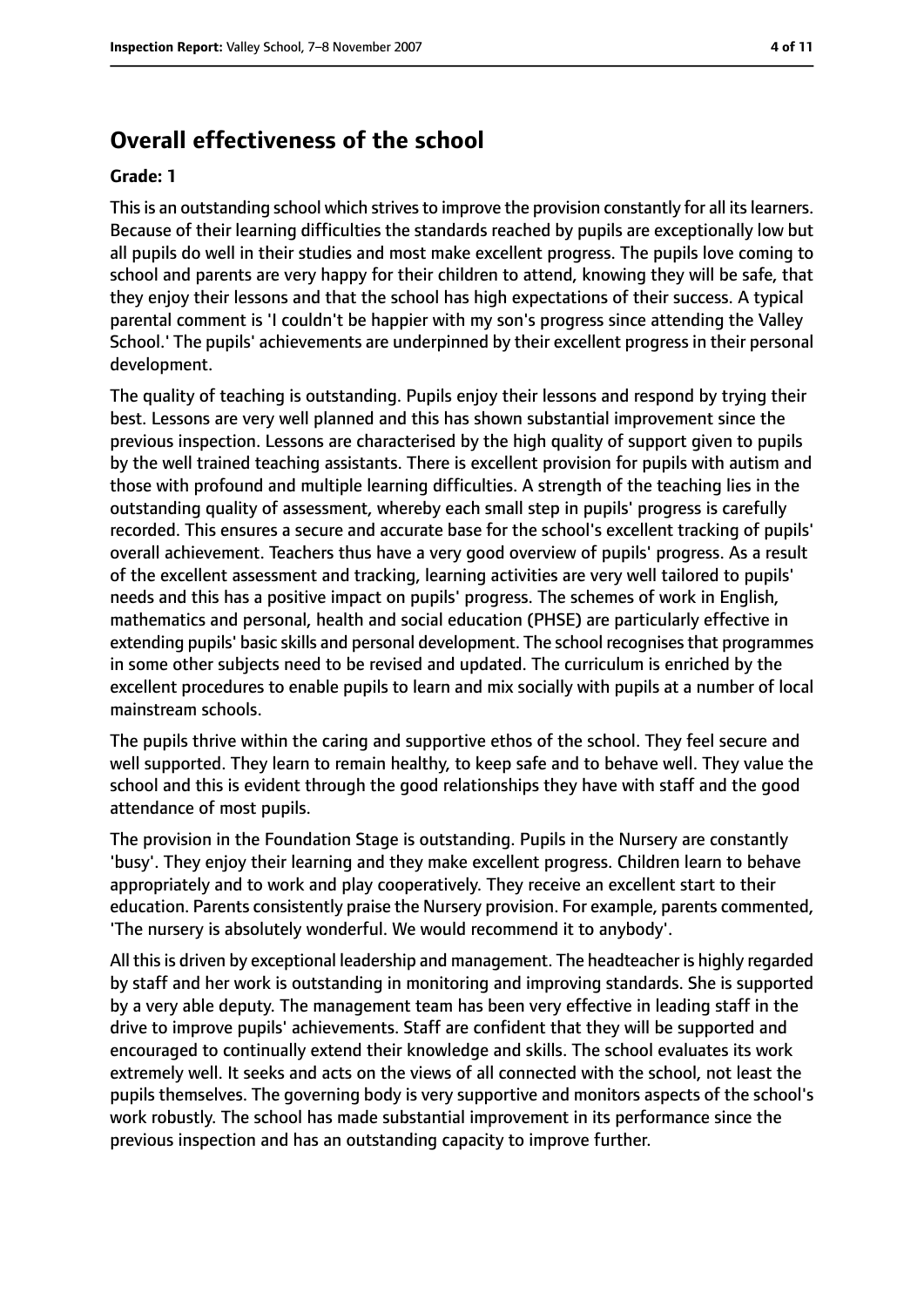## Overall effectiveness of the school

**Grade: 1**

This is an outstanding school which strives to improve the provision constantly for all its learners. Because of their learning difficulties the standards reached by pupils are exceptionally low but all pupils do well in their studies and most make excellent progress. The pupils love coming to school and parents are very happy for their children to attend, knowing they will be safe, that they enjoy their lessons and that the school has high expectations of their success. A typical parental comment is 'I couldn't be happier with my son's progress since attending the Valley School.' The pupils' achievements are underpinned by their excellent progress in their personal development.

The quality of teaching is outstanding. Pupils enjoy their lessons and respond by trying their best. Lessons are very well planned and this has shown substantial improvement since the previous inspection. Lessons are characterised by the high quality of support given to pupils by the well trained teaching assistants. There is excellent provision for pupils with autism and those with profound and multiple learning difficulties. A strength of the teaching lies in the outstanding quality of assessment, whereby each small step in pupils' progress is carefully recorded. This ensures a secure and accurate base for the school's excellent tracking of pupils' overall achievement. Teachers thus have a very good overview of pupils' progress. As a result of the excellent assessment and tracking, learning activities are very well tailored to pupils' needs and this has a positive impact on pupils' progress. The schemes of work in English, mathematics and personal, health and social education (PHSE) are particularly effective in extending pupils' basic skills and personal development. The school recognises that programmes in some other subjects need to be revised and updated. The curriculum is enriched by the excellent procedures to enable pupils to learn and mix socially with pupils at a number of local mainstream schools.

The pupils thrive within the caring and supportive ethos of the school. They feel secure and well supported. They learn to remain healthy, to keep safe and to behave well. They value the school and this is evident through the good relationships they have with staff and the good attendance of most pupils.

The provision in the Foundation Stage is outstanding. Pupils in the Nursery are constantly 'busy'. They enjoy their learning and they make excellent progress. Children learn to behave appropriately and to work and play cooperatively. They receive an excellent start to their education. Parents consistently praise the Nursery provision. For example, parents commented, 'The nursery is absolutely wonderful. We would recommend it to anybody'.

All this is driven by exceptional leadership and management. The headteacher is highly regarded by staff and her work is outstanding in monitoring and improving standards. She is supported by a very able deputy. The management team has been very effective in leading staff in the drive to improve pupils' achievements. Staff are confident that they will be supported and encouraged to continually extend their knowledge and skills. The school evaluates its work extremely well. It seeks and acts on the views of all connected with the school, not least the pupils themselves. The governing body is very supportive and monitors aspects of the school's work robustly. The school has made substantial improvement in its performance since the previous inspection and has an outstanding capacity to improve further.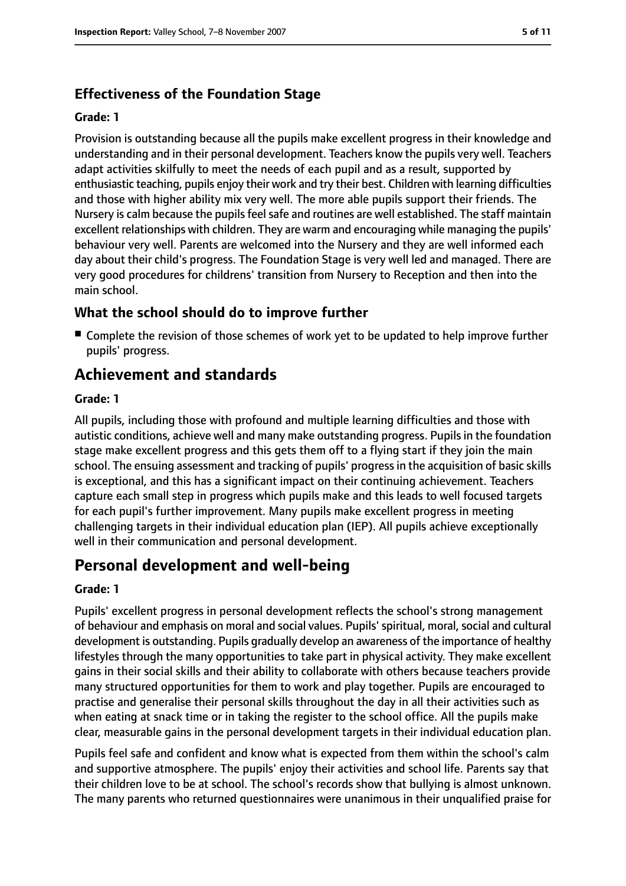### Effectiveness of the Foundation Stage

**Grade: 1**

Provision is outstanding because all the pupils make excellent progress in their knowledge and understanding and in their personal development. Teachers know the pupils very well. Teachers adapt activities skilfully to meet the needs of each pupil and as a result, supported by enthusiastic teaching, pupils enjoy their work and try their best. Children with learning difficulties and those with higher ability mix very well. The more able pupils support their friends. The Nursery is calm because the pupils feel safe and routines are well established. The staff maintain excellent relationships with children. They are warm and encouraging while managing the pupils' behaviour very well. Parents are welcomed into the Nursery and they are well informed each day about their child's progress. The Foundation Stage is very well led and managed. There are very good procedures for childrens' transition from Nursery to Reception and then into the main school.

### What the school should do to improve further

- Complete the revision of those schemes of work yet to be updated to help improve further pupils' progress.

## Achievement and standards

**Grade: 1**

All pupils, including those with profound and multiple learning difficulties and those with autistic conditions, achieve well and many make outstanding progress. Pupils in the foundation stage make excellent progress and this gets them off to a flying start if they join the main school. The ensuing assessment and tracking of pupils' progress in the acquisition of basic skills is exceptional, and this has a significant impact on their continuing achievement. Teachers capture each small step in progress which pupils make and this leads to well focused targets for each pupil's further improvement. Many pupils make excellent progress in meeting challenging targets in their individual education plan (IEP). All pupils achieve exceptionally well in their communication and personal development.

## Personal development and well-being

**Grade: 1**

Pupils' excellent progress in personal development reflects the school's strong management of behaviour and emphasis on moral and social values. Pupils' spiritual, moral, social and cultural development is outstanding. Pupils gradually develop an awareness of the importance of healthy lifestyles through the many opportunities to take part in physical activity. They make excellent gains in their social skills and their ability to collaborate with others because teachers provide many structured opportunities for them to work and play together. Pupils are encouraged to practise and generalise their personal skills throughout the day in all their activities such as when eating at snack time or in taking the register to the school office. All the pupils make clear, measurable gains in the personal development targets in their individual education plan.

Pupils feel safe and confident and know what is expected from them within the school's calm and supportive atmosphere. The pupils' enjoy their activities and school life. Parents say that their children love to be at school. The school's records show that bullying is almost unknown. The many parents who returned questionnaires were unanimous in their unqualified praise for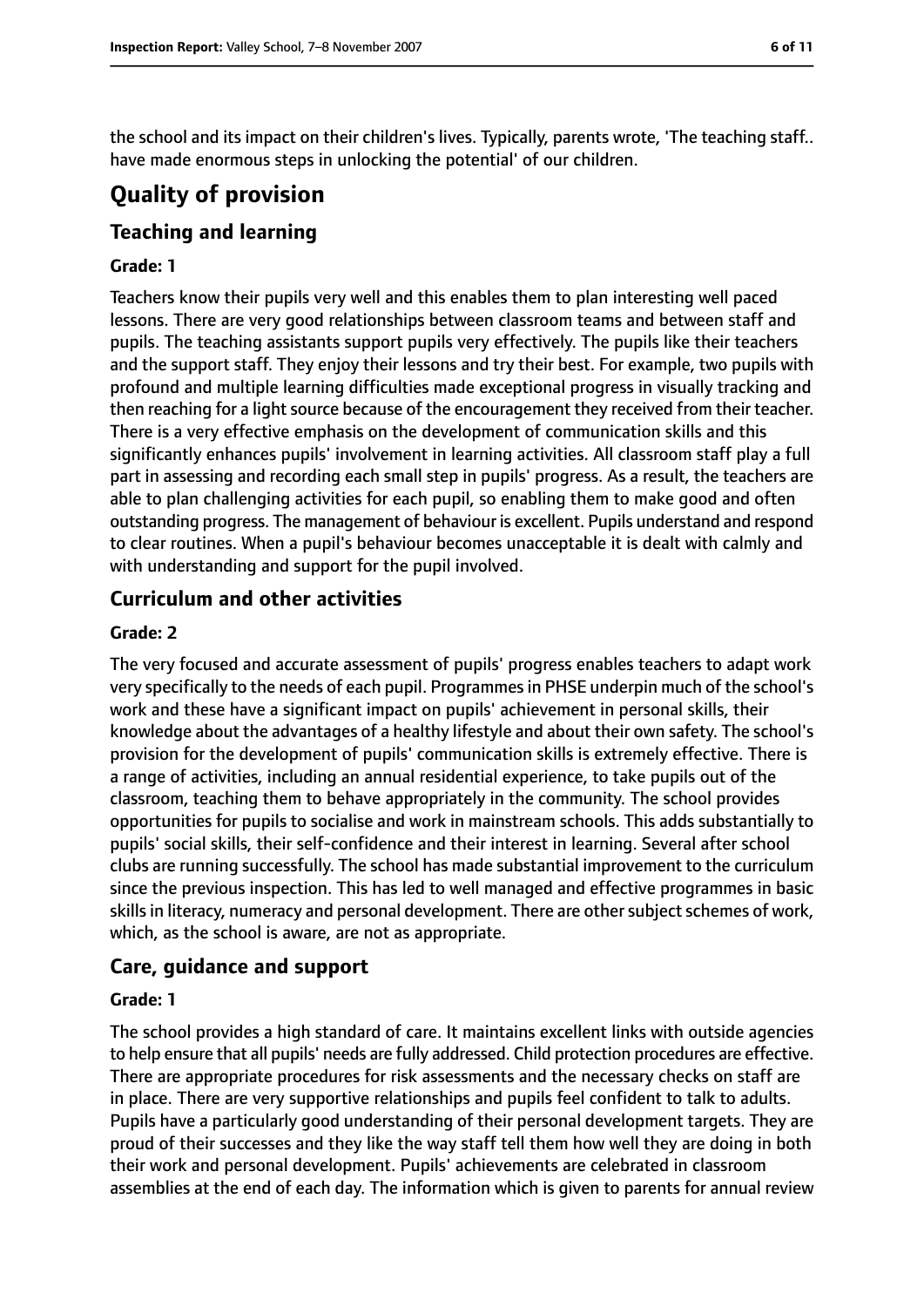the school and its impact on their children's lives. Typically, parents wrote, 'The teaching staff.. have made enormous steps in unlocking the potential' of our children.

# Quality of provision

## Teaching and learning

### Grade: 1

Teachers know their pupils very well and this enables them to plan interesting well paced lessons. There are very good relationships between classroom teams and between staff and pupils. The teaching assistants support pupils very effectively. The pupils like their teachers and the support staff. They enjoy their lessons and try their best. For example, two pupils with profound and multiple learning difficulties made exceptional progress in visually tracking and then reaching for a light source because of the encouragement they received from their teacher. There is a very effective emphasis on the development of communication skills and this significantly enhances pupils' involvement in learning activities. All classroom staff play a full part in assessing and recording each small step in pupils' progress. As a result, the teachers are able to plan challenging activities for each pupil, so enabling them to make good and often outstanding progress. The management of behaviour is excellent. Pupils understand and respond to clear routines. When a pupil's behaviour becomes unacceptable it is dealt with calmly and with understanding and support for the pupil involved.

## Curriculum and other activities

### Grade: 2

The very focused and accurate assessment of pupils' progress enables teachers to adapt work very specifically to the needs of each pupil. Programmes in PHSE underpin much of the school's work and these have a significant impact on pupils' achievement in personal skills, their knowledge about the advantages of a healthy lifestyle and about their own safety. The school's provision for the development of pupils' communication skills is extremely effective. There is a range of activities, including an annual residential experience, to take pupils out of the classroom, teaching them to behave appropriately in the community. The school provides opportunities for pupils to socialise and work in mainstream schools. This adds substantially to pupils' social skills, their self-confidence and their interest in learning. Several after school clubs are running successfully. The school has made substantial improvement to the curriculum since the previous inspection. This has led to well managed and effective programmes in basic skills in literacy, numeracy and personal development. There are other subject schemes of work, which, as the school is aware, are not as appropriate.

## Care, guidance and support

### Grade: 1

The school provides a high standard of care. It maintains excellent links with outside agencies to help ensure that all pupils' needs are fully addressed. Child protection procedures are effective. There are appropriate procedures for risk assessments and the necessary checks on staff are in place. There are very supportive relationships and pupils feel confident to talk to adults. Pupils have a particularly good understanding of their personal development targets. They are proud of their successes and they like the way staff tell them how well they are doing in both their work and personal development. Pupils' achievements are celebrated in classroom assemblies at the end of each day. The information which is given to parents for annual review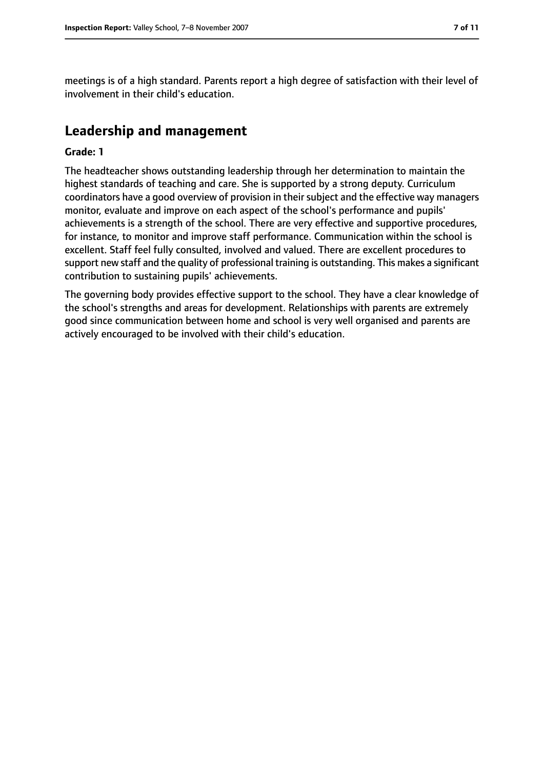meetings is of a high standard. Parents report a high degree of satisfaction with their level of involvement in their child's education.

# Leadership and management

**Grade: 1**

The headteacher shows outstanding leadership through her determination to maintain the highest standards of teaching and care. She is supported by a strong deputy. Curriculum coordinators have a good overview of provision in their subject and the effective way managers monitor, evaluate and improve on each aspect of the school's performance and pupils' achievements is a strength of the school. There are very effective and supportive procedures, for instance, to monitor and improve staff performance. Communication within the school is excellent. Staff feel fully consulted, involved and valued. There are excellent procedures to support new staff and the quality of professional training is outstanding. This makes a significant contribution to sustaining pupils' achievements.

The governing body provides effective support to the school. They have a clear knowledge of the school's strengths and areas for development. Relationships with parents are extremely good since communication between home and school is very well organised and parents are actively encouraged to be involved with their child's education.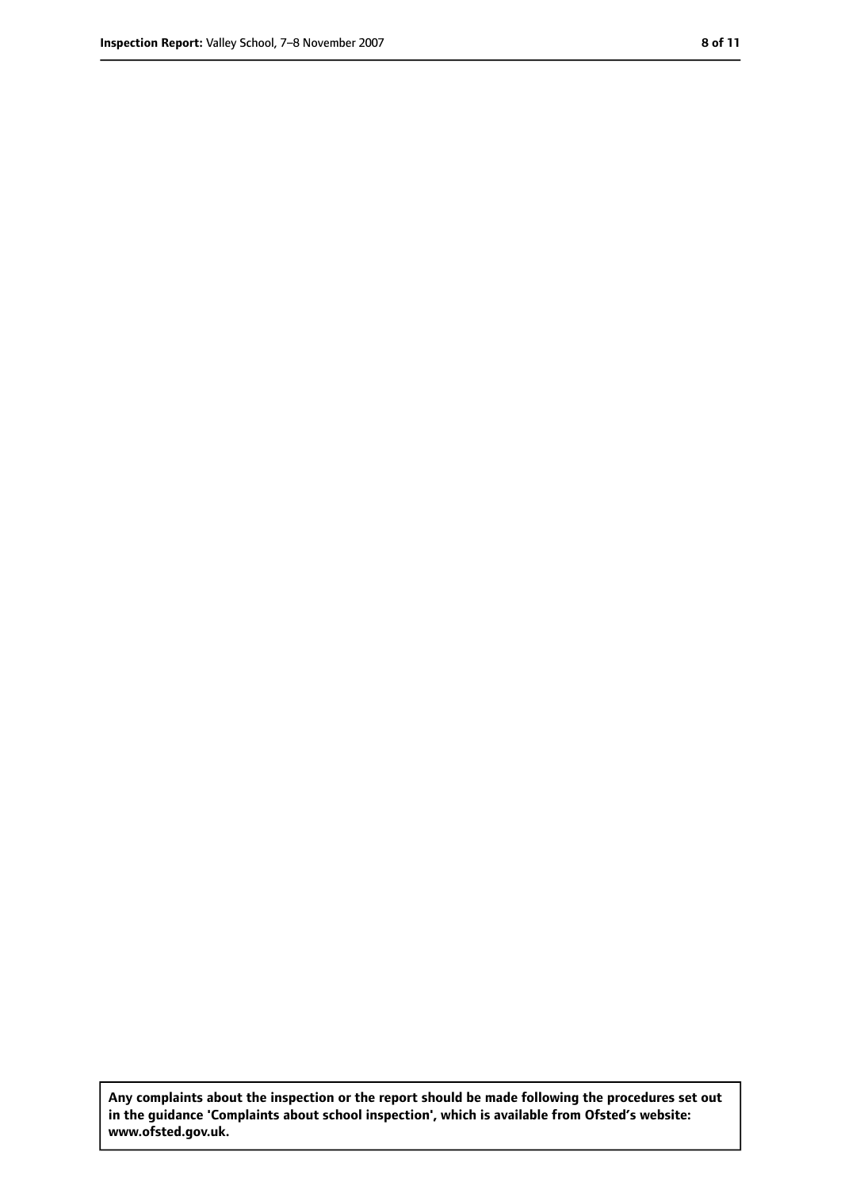**Any complaints about the inspection or the report should be made following the procedures set out in the guidance 'Complaints about school inspection', which is available from Ofsted's website: www.ofsted.gov.uk.**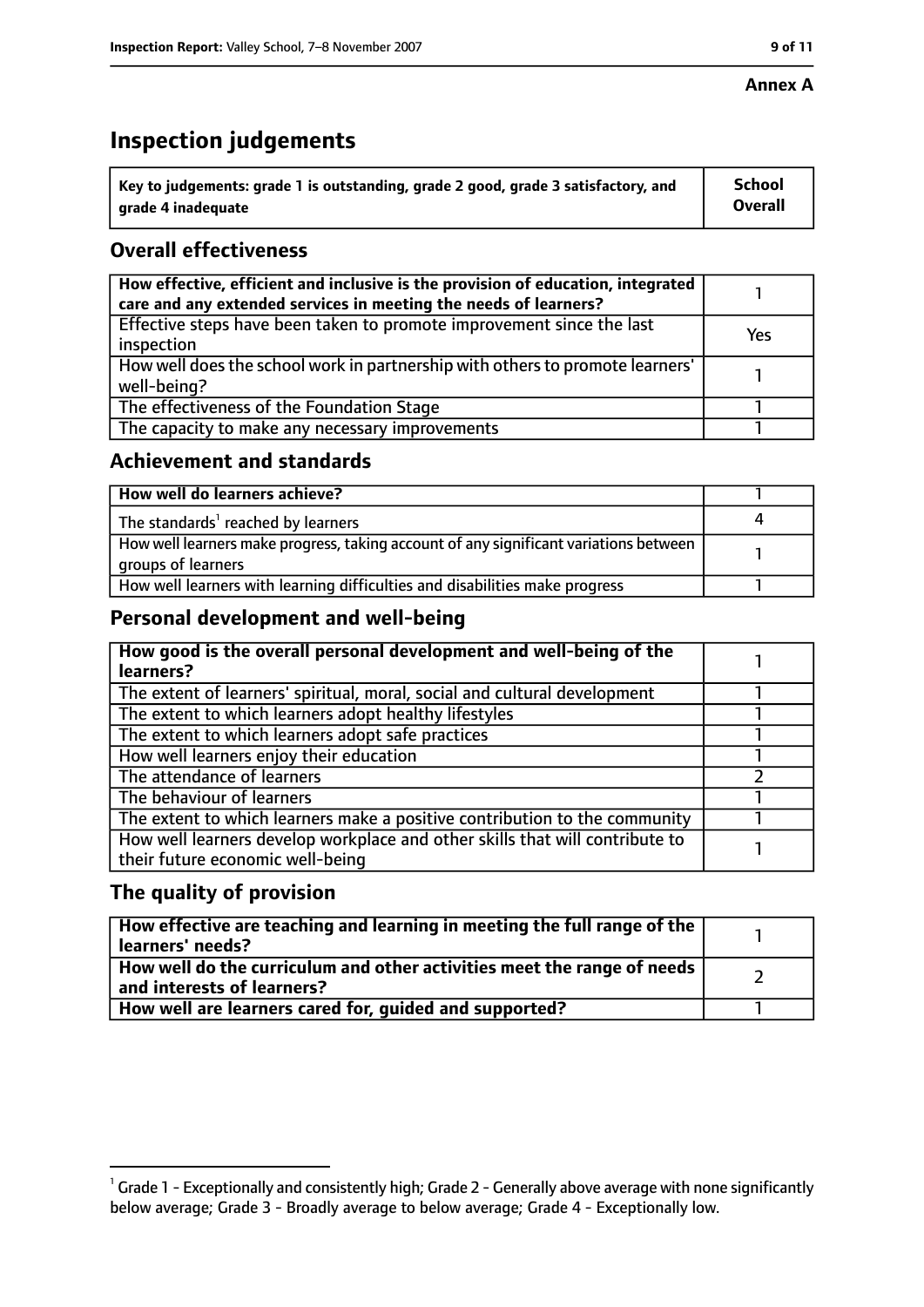**Annex A**

# Inspection judgements

| Key to judgements: grade 1 is outstanding, grade 2 good, grade 3 satisfactory, and grade 4 inadequate | School Overall |
| --- | --- |

## Overall effectiveness

| | |
| --- | --- |
| How effective, efficient and inclusive is the provision of education, integrated care and any extended services in meeting the needs of learners? | 1 |
| Effective steps have been taken to promote improvement since the last inspection | Yes |
| How well does the school work in partnership with others to promote learners' well-being? | 1 |
| The effectiveness of the Foundation Stage | 1 |
| The capacity to make any necessary improvements | 1 |

## Achievement and standards

| | |
| --- | --- |
| How well do learners achieve? | 1 |
| The standards[1] reached by learners | 4 |
| How well learners make progress, taking account of any significant variations between groups of learners | 1 |
| How well learners with learning difficulties and disabilities make progress | 1 |

## Personal development and well-being

| | |
| --- | --- |
| How good is the overall personal development and well-being of the learners? | 1 |
| The extent of learners' spiritual, moral, social and cultural development | 1 |
| The extent to which learners adopt healthy lifestyles | 1 |
| The extent to which learners adopt safe practices | 1 |
| How well learners enjoy their education | 1 |
| The attendance of learners | 2 |
| The behaviour of learners | 1 |
| The extent to which learners make a positive contribution to the community | 1 |
| How well learners develop workplace and other skills that will contribute to their future economic well-being | 1 |

## The quality of provision

| | |
| --- | --- |
| How effective are teaching and learning in meeting the full range of the learners' needs? | 1 |
| How well do the curriculum and other activities meet the range of needs and interests of learners? | 2 |
| How well are learners cared for, guided and supported? | 1 |

[1] Grade 1 - Exceptionally and consistently high; Grade 2 - Generally above average with none significantly below average; Grade 3 - Broadly average to below average; Grade 4 - Exceptionally low.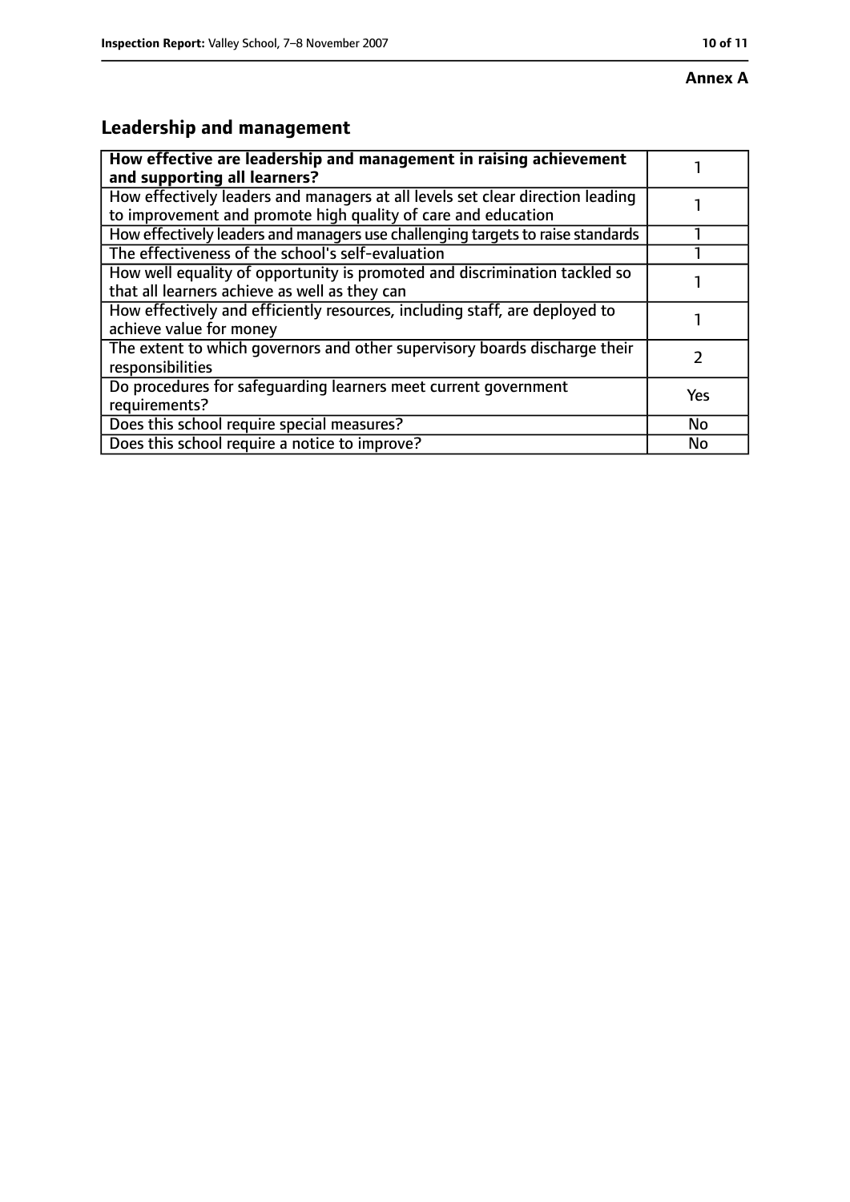**Annex A**

## Leadership and management

| | |
|---|---|
| **How effective are leadership and management in raising achievement and supporting all learners?** | 1 |
| How effectively leaders and managers at all levels set clear direction leading to improvement and promote high quality of care and education | 1 |
| How effectively leaders and managers use challenging targets to raise standards | 1 |
| The effectiveness of the school's self-evaluation | 1 |
| How well equality of opportunity is promoted and discrimination tackled so that all learners achieve as well as they can | 1 |
| How effectively and efficiently resources, including staff, are deployed to achieve value for money | 1 |
| The extent to which governors and other supervisory boards discharge their responsibilities | 2 |
| Do procedures for safeguarding learners meet current government requirements? | Yes |
| Does this school require special measures? | No |
| Does this school require a notice to improve? | No |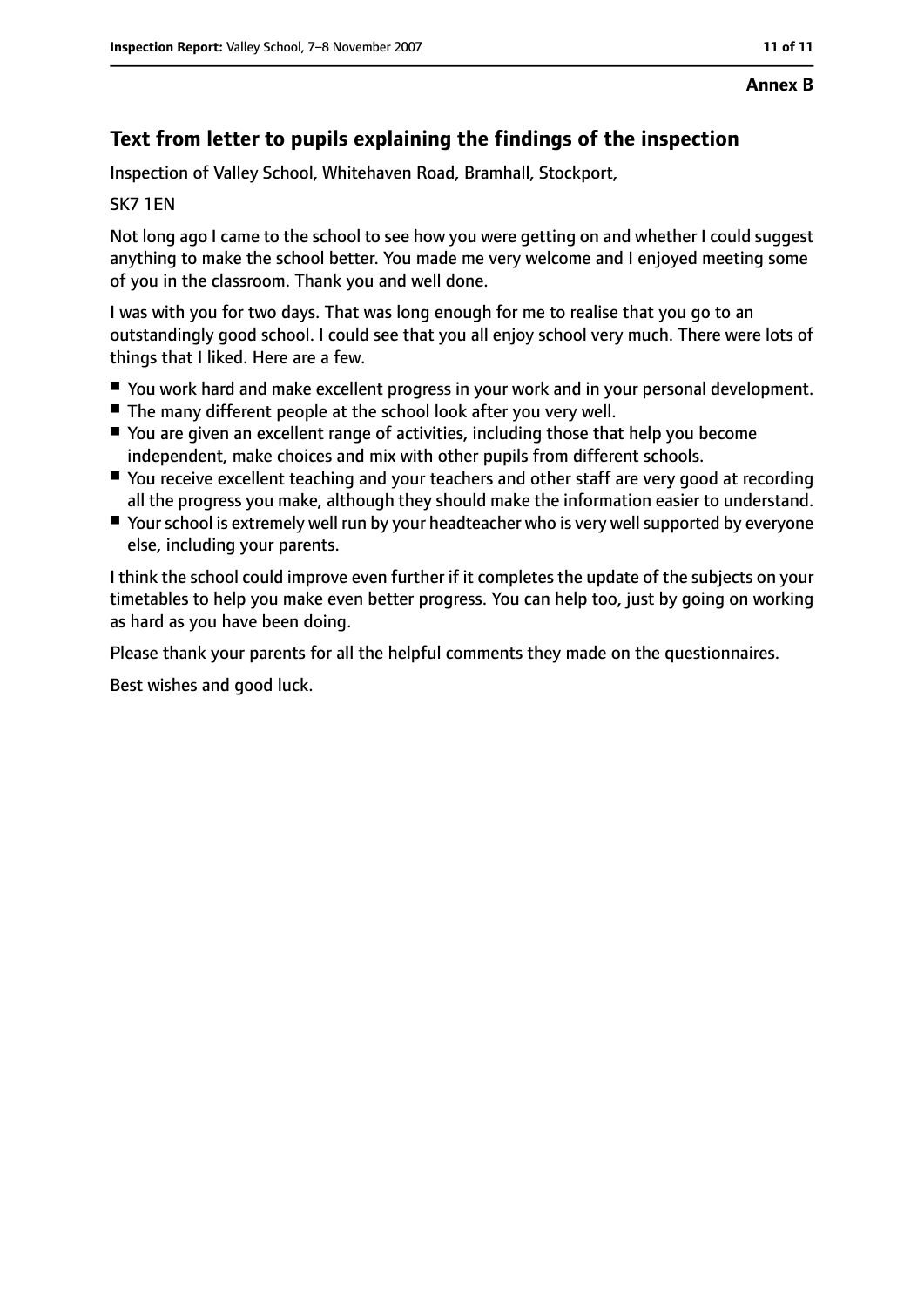**Annex B**

## Text from letter to pupils explaining the findings of the inspection

Inspection of Valley School, Whitehaven Road, Bramhall, Stockport,

SK7 1EN

Not long ago I came to the school to see how you were getting on and whether I could suggest anything to make the school better. You made me very welcome and I enjoyed meeting some of you in the classroom. Thank you and well done.

I was with you for two days. That was long enough for me to realise that you go to an outstandingly good school. I could see that you all enjoy school very much. There were lots of things that I liked. Here are a few.

- You work hard and make excellent progress in your work and in your personal development.
- The many different people at the school look after you very well.
- You are given an excellent range of activities, including those that help you become independent, make choices and mix with other pupils from different schools.
- You receive excellent teaching and your teachers and other staff are very good at recording all the progress you make, although they should make the information easier to understand.
- Your school is extremely well run by your headteacher who is very well supported by everyone else, including your parents.

I think the school could improve even further if it completes the update of the subjects on your timetables to help you make even better progress. You can help too, just by going on working as hard as you have been doing.

Please thank your parents for all the helpful comments they made on the questionnaires.

Best wishes and good luck.